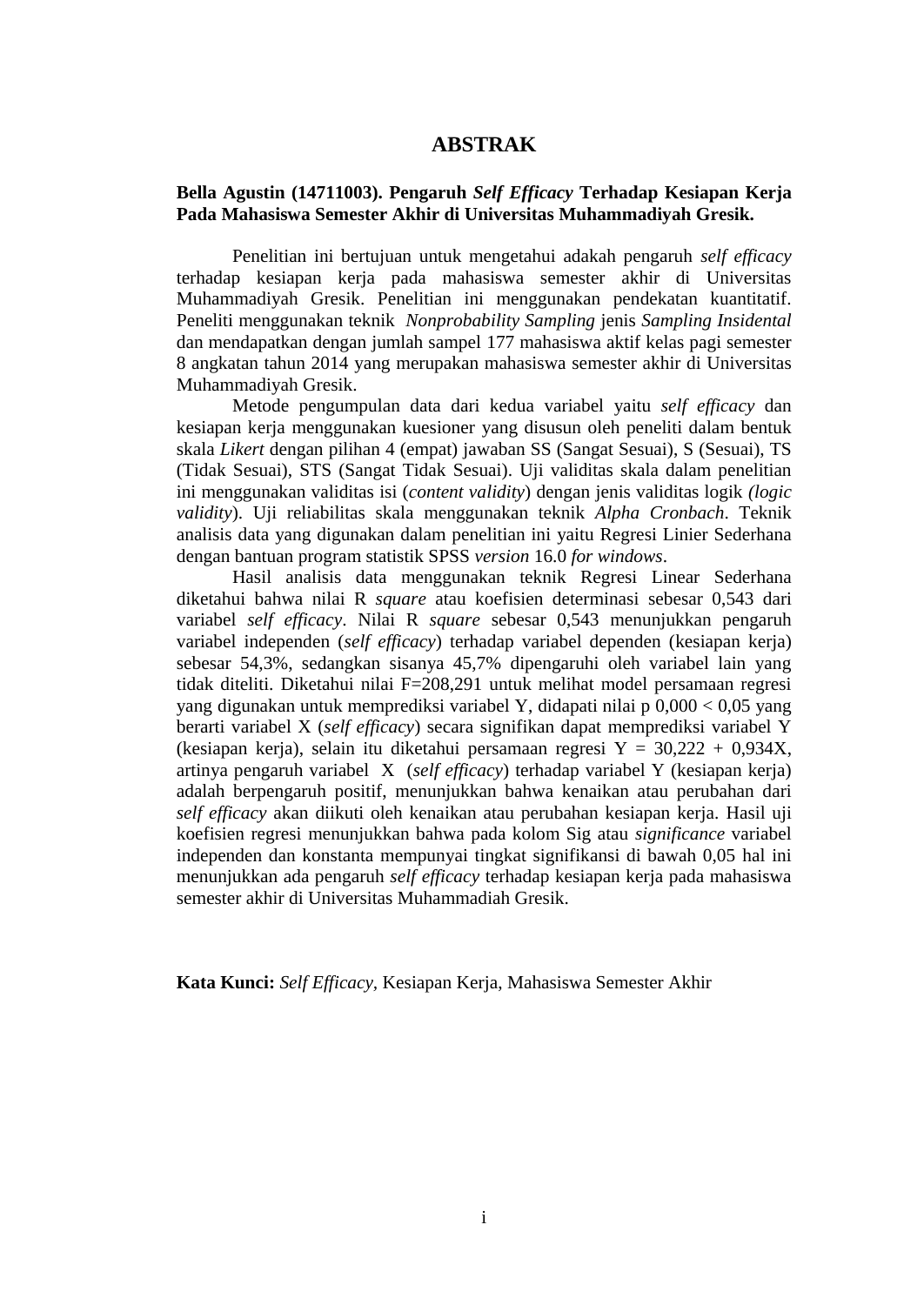# ABSTRAK

**Bella Agustin (14711003). Pengaruh *Self Efficacy* Terhadap Kesiapan Kerja Pada Mahasiswa Semester Akhir di Universitas Muhammadiyah Gresik.**

Penelitian ini bertujuan untuk mengetahui adakah pengaruh *self efficacy* terhadap kesiapan kerja pada mahasiswa semester akhir di Universitas Muhammadiyah Gresik. Penelitian ini menggunakan pendekatan kuantitatif. Peneliti menggunakan teknik *Nonprobability Sampling* jenis *Sampling Insidental* dan mendapatkan dengan jumlah sampel 177 mahasiswa aktif kelas pagi semester 8 angkatan tahun 2014 yang merupakan mahasiswa semester akhir di Universitas Muhammadiyah Gresik.

Metode pengumpulan data dari kedua variabel yaitu *self efficacy* dan kesiapan kerja menggunakan kuesioner yang disusun oleh peneliti dalam bentuk skala *Likert* dengan pilihan 4 (empat) jawaban SS (Sangat Sesuai), S (Sesuai), TS (Tidak Sesuai), STS (Sangat Tidak Sesuai). Uji validitas skala dalam penelitian ini menggunakan validitas isi (*content validity*) dengan jenis validitas logik *(logic validity*). Uji reliabilitas skala menggunakan teknik *Alpha Cronbach*. Teknik analisis data yang digunakan dalam penelitian ini yaitu Regresi Linier Sederhana dengan bantuan program statistik SPSS *version* 16.0 *for windows*.

Hasil analisis data menggunakan teknik Regresi Linear Sederhana diketahui bahwa nilai R *square* atau koefisien determinasi sebesar 0,543 dari variabel *self efficacy*. Nilai R *square* sebesar 0,543 menunjukkan pengaruh variabel independen (*self efficacy*) terhadap variabel dependen (kesiapan kerja) sebesar 54,3%, sedangkan sisanya 45,7% dipengaruhi oleh variabel lain yang tidak diteliti. Diketahui nilai F=208,291 untuk melihat model persamaan regresi yang digunakan untuk memprediksi variabel Y, didapati nilai p 0,000 < 0,05 yang berarti variabel X (*self efficacy*) secara signifikan dapat memprediksi variabel Y (kesiapan kerja), selain itu diketahui persamaan regresi Y = 30,222 + 0,934X, artinya pengaruh variabel X (*self efficacy*) terhadap variabel Y (kesiapan kerja) adalah berpengaruh positif, menunjukkan bahwa kenaikan atau perubahan dari *self efficacy* akan diikuti oleh kenaikan atau perubahan kesiapan kerja. Hasil uji koefisien regresi menunjukkan bahwa pada kolom Sig atau *significance* variabel independen dan konstanta mempunyai tingkat signifikansi di bawah 0,05 hal ini menunjukkan ada pengaruh *self efficacy* terhadap kesiapan kerja pada mahasiswa semester akhir di Universitas Muhammadiah Gresik.

**Kata Kunci:** *Self Efficacy*, Kesiapan Kerja, Mahasiswa Semester Akhir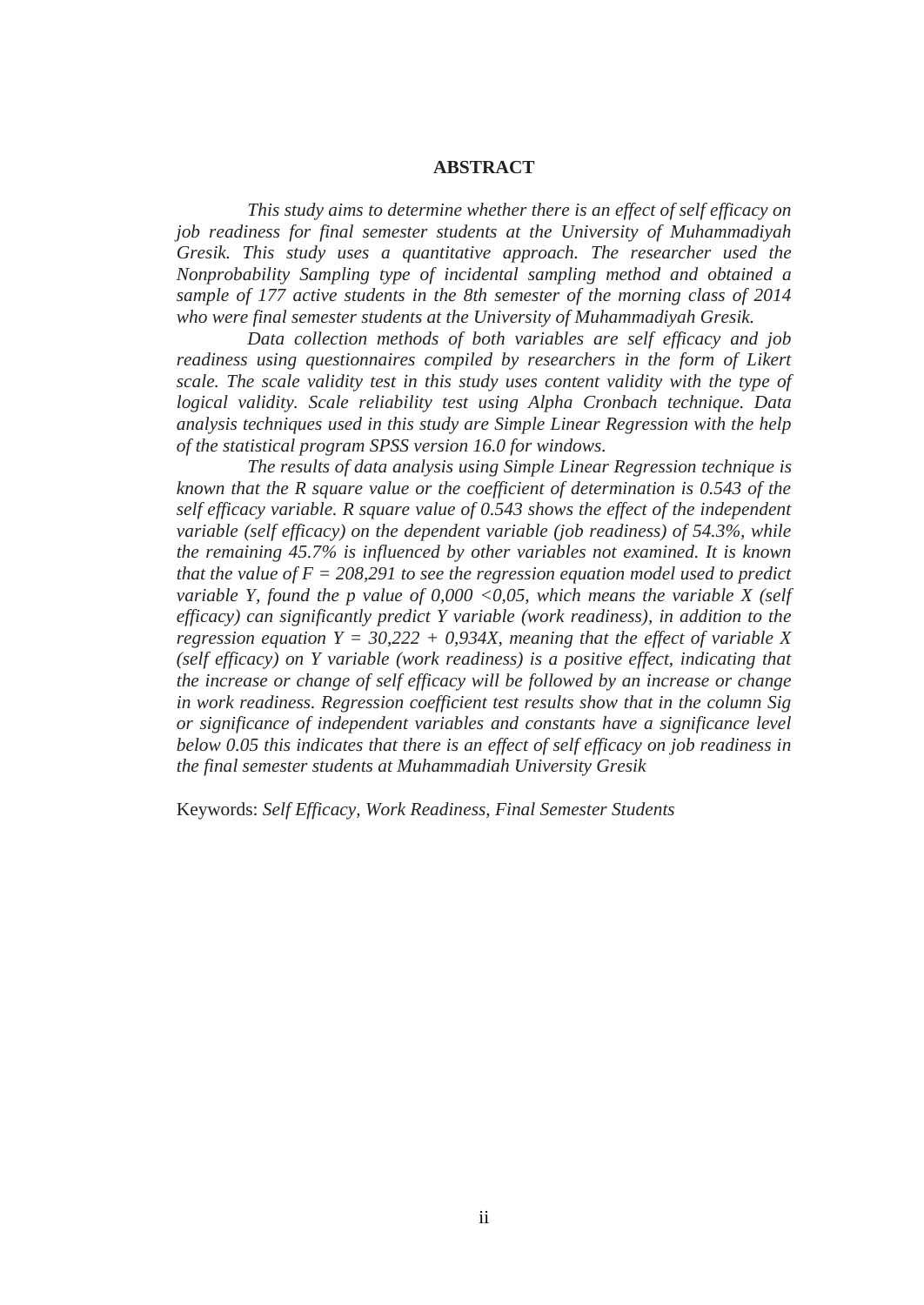# ABSTRACT

*This study aims to determine whether there is an effect of self efficacy on job readiness for final semester students at the University of Muhammadiyah Gresik. This study uses a quantitative approach. The researcher used the Nonprobability Sampling type of incidental sampling method and obtained a sample of 177 active students in the 8th semester of the morning class of 2014 who were final semester students at the University of Muhammadiyah Gresik.*

*Data collection methods of both variables are self efficacy and job readiness using questionnaires compiled by researchers in the form of Likert scale. The scale validity test in this study uses content validity with the type of logical validity. Scale reliability test using Alpha Cronbach technique. Data analysis techniques used in this study are Simple Linear Regression with the help of the statistical program SPSS version 16.0 for windows.*

*The results of data analysis using Simple Linear Regression technique is known that the R square value or the coefficient of determination is 0.543 of the self efficacy variable. R square value of 0.543 shows the effect of the independent variable (self efficacy) on the dependent variable (job readiness) of 54.3%, while the remaining 45.7% is influenced by other variables not examined. It is known that the value of $F = 208{,}291$ to see the regression equation model used to predict variable Y, found the p value of $0{,}000 < 0{,}05$, which means the variable X (self efficacy) can significantly predict Y variable (work readiness), in addition to the regression equation $Y = 30{,}222 + 0{,}934X$, meaning that the effect of variable X (self efficacy) on Y variable (work readiness) is a positive effect, indicating that the increase or change of self efficacy will be followed by an increase or change in work readiness. Regression coefficient test results show that in the column Sig or significance of independent variables and constants have a significance level below 0.05 this indicates that there is an effect of self efficacy on job readiness in the final semester students at Muhammadiah University Gresik*

Keywords: *Self Efficacy, Work Readiness, Final Semester Students*